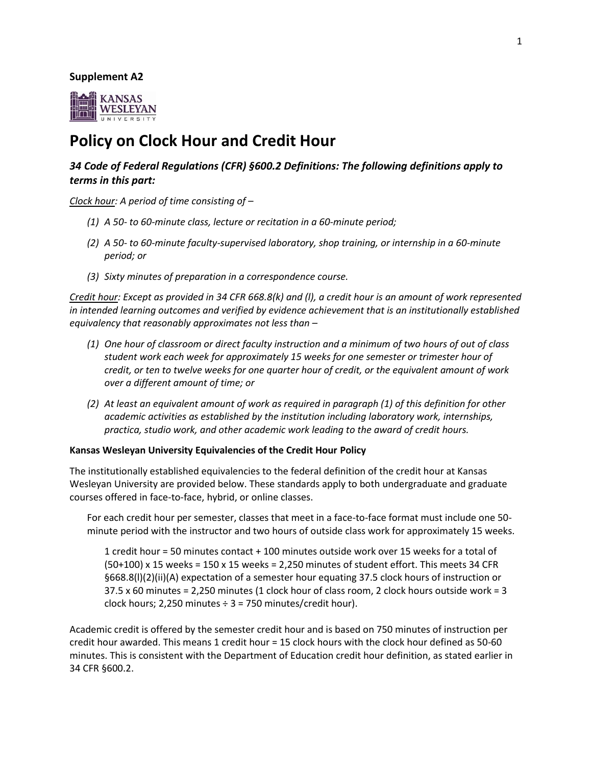**Supplement A2**

# Policy on Clock Hour and Credit Hour

### *34 Code of Federal Regulations (CFR) §600.2 Definitions: The following definitions apply to terms in this part:*

*Clock hour: A period of time consisting of –*

*(1) A 50- to 60-minute class, lecture or recitation in a 60-minute period;*

*(2) A 50- to 60-minute faculty-supervised laboratory, shop training, or internship in a 60-minute period; or*

*(3) Sixty minutes of preparation in a correspondence course.*

*Credit hour: Except as provided in 34 CFR 668.8(k) and (l), a credit hour is an amount of work represented in intended learning outcomes and verified by evidence achievement that is an institutionally established equivalency that reasonably approximates not less than –*

*(1) One hour of classroom or direct faculty instruction and a minimum of two hours of out of class student work each week for approximately 15 weeks for one semester or trimester hour of credit, or ten to twelve weeks for one quarter hour of credit, or the equivalent amount of work over a different amount of time; or*

*(2) At least an equivalent amount of work as required in paragraph (1) of this definition for other academic activities as established by the institution including laboratory work, internships, practica, studio work, and other academic work leading to the award of credit hours.*

**Kansas Wesleyan University Equivalencies of the Credit Hour Policy**

The institutionally established equivalencies to the federal definition of the credit hour at Kansas Wesleyan University are provided below. These standards apply to both undergraduate and graduate courses offered in face-to-face, hybrid, or online classes.

For each credit hour per semester, classes that meet in a face-to-face format must include one 50-minute period with the instructor and two hours of outside class work for approximately 15 weeks.

1 credit hour = 50 minutes contact + 100 minutes outside work over 15 weeks for a total of (50+100) x 15 weeks = 150 x 15 weeks = 2,250 minutes of student effort. This meets 34 CFR §668.8(l)(2)(ii)(A) expectation of a semester hour equating 37.5 clock hours of instruction or 37.5 x 60 minutes = 2,250 minutes (1 clock hour of class room, 2 clock hours outside work = 3 clock hours; 2,250 minutes ÷ 3 = 750 minutes/credit hour).

Academic credit is offered by the semester credit hour and is based on 750 minutes of instruction per credit hour awarded. This means 1 credit hour = 15 clock hours with the clock hour defined as 50-60 minutes. This is consistent with the Department of Education credit hour definition, as stated earlier in 34 CFR §600.2.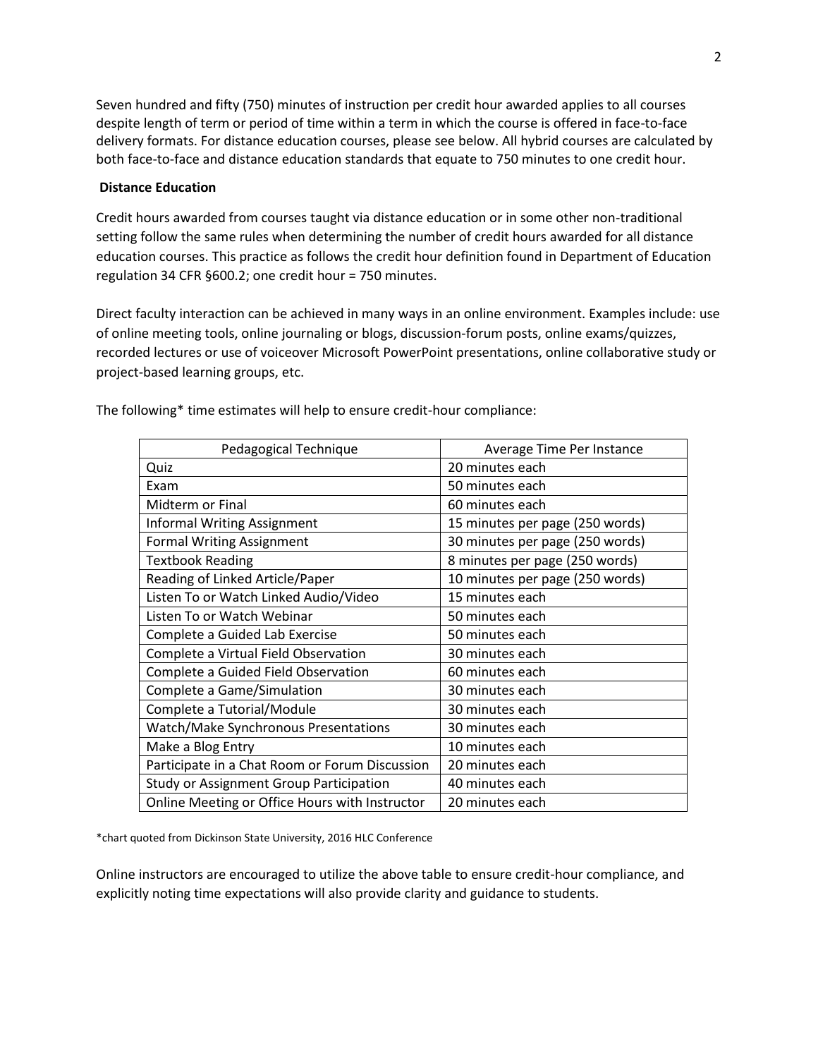Seven hundred and fifty (750) minutes of instruction per credit hour awarded applies to all courses despite length of term or period of time within a term in which the course is offered in face-to-face delivery formats. For distance education courses, please see below. All hybrid courses are calculated by both face-to-face and distance education standards that equate to 750 minutes to one credit hour.

**Distance Education**

Credit hours awarded from courses taught via distance education or in some other non-traditional setting follow the same rules when determining the number of credit hours awarded for all distance education courses. This practice as follows the credit hour definition found in Department of Education regulation 34 CFR §600.2; one credit hour = 750 minutes.

Direct faculty interaction can be achieved in many ways in an online environment. Examples include: use of online meeting tools, online journaling or blogs, discussion-forum posts, online exams/quizzes, recorded lectures or use of voiceover Microsoft PowerPoint presentations, online collaborative study or project-based learning groups, etc.

The following* time estimates will help to ensure credit-hour compliance:

| Pedagogical Technique | Average Time Per Instance |
|---|---|
| Quiz | 20 minutes each |
| Exam | 50 minutes each |
| Midterm or Final | 60 minutes each |
| Informal Writing Assignment | 15 minutes per page (250 words) |
| Formal Writing Assignment | 30 minutes per page (250 words) |
| Textbook Reading | 8 minutes per page (250 words) |
| Reading of Linked Article/Paper | 10 minutes per page (250 words) |
| Listen To or Watch Linked Audio/Video | 15 minutes each |
| Listen To or Watch Webinar | 50 minutes each |
| Complete a Guided Lab Exercise | 50 minutes each |
| Complete a Virtual Field Observation | 30 minutes each |
| Complete a Guided Field Observation | 60 minutes each |
| Complete a Game/Simulation | 30 minutes each |
| Complete a Tutorial/Module | 30 minutes each |
| Watch/Make Synchronous Presentations | 30 minutes each |
| Make a Blog Entry | 10 minutes each |
| Participate in a Chat Room or Forum Discussion | 20 minutes each |
| Study or Assignment Group Participation | 40 minutes each |
| Online Meeting or Office Hours with Instructor | 20 minutes each |

*chart quoted from Dickinson State University, 2016 HLC Conference

Online instructors are encouraged to utilize the above table to ensure credit-hour compliance, and explicitly noting time expectations will also provide clarity and guidance to students.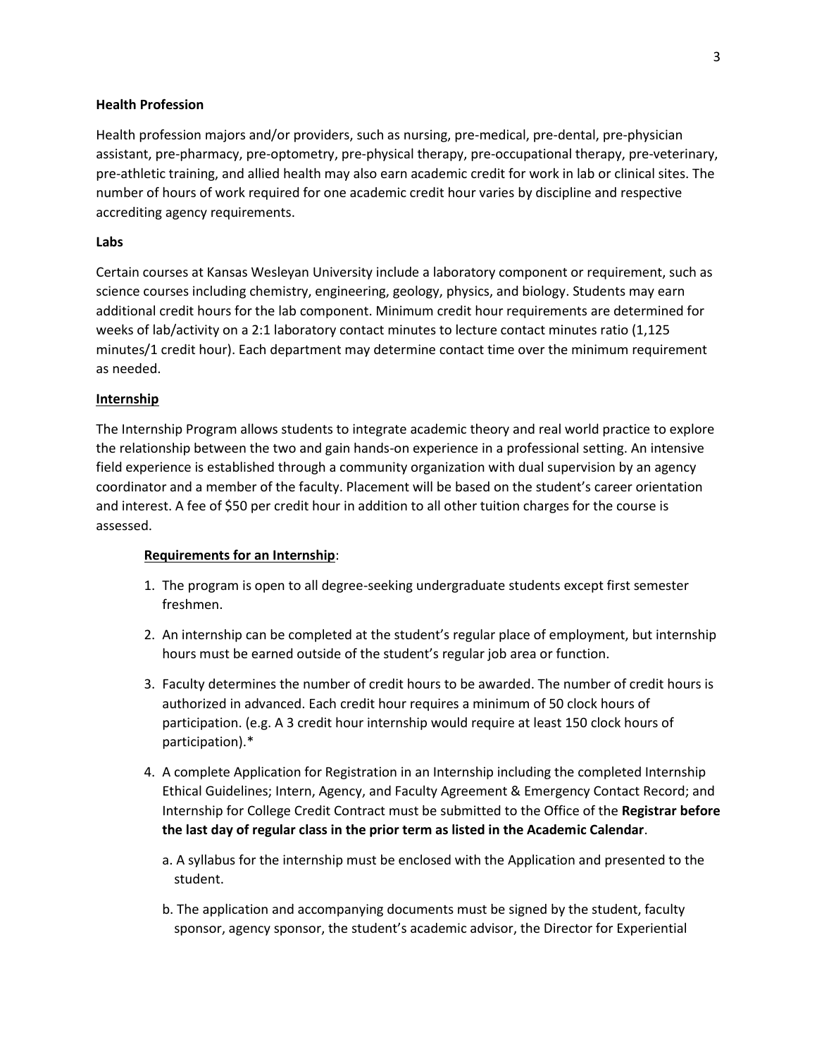**Health Profession**

Health profession majors and/or providers, such as nursing, pre-medical, pre-dental, pre-physician assistant, pre-pharmacy, pre-optometry, pre-physical therapy, pre-occupational therapy, pre-veterinary, pre-athletic training, and allied health may also earn academic credit for work in lab or clinical sites. The number of hours of work required for one academic credit hour varies by discipline and respective accrediting agency requirements.

**Labs**

Certain courses at Kansas Wesleyan University include a laboratory component or requirement, such as science courses including chemistry, engineering, geology, physics, and biology. Students may earn additional credit hours for the lab component. Minimum credit hour requirements are determined for weeks of lab/activity on a 2:1 laboratory contact minutes to lecture contact minutes ratio (1,125 minutes/1 credit hour). Each department may determine contact time over the minimum requirement as needed.

**Internship**

The Internship Program allows students to integrate academic theory and real world practice to explore the relationship between the two and gain hands-on experience in a professional setting. An intensive field experience is established through a community organization with dual supervision by an agency coordinator and a member of the faculty. Placement will be based on the student's career orientation and interest. A fee of $50 per credit hour in addition to all other tuition charges for the course is assessed.

**Requirements for an Internship**:

1. The program is open to all degree-seeking undergraduate students except first semester freshmen.
2. An internship can be completed at the student's regular place of employment, but internship hours must be earned outside of the student's regular job area or function.
3. Faculty determines the number of credit hours to be awarded. The number of credit hours is authorized in advanced. Each credit hour requires a minimum of 50 clock hours of participation. (e.g. A 3 credit hour internship would require at least 150 clock hours of participation).*
4. A complete Application for Registration in an Internship including the completed Internship Ethical Guidelines; Intern, Agency, and Faculty Agreement & Emergency Contact Record; and Internship for College Credit Contract must be submitted to the Office of the **Registrar before the last day of regular class in the prior term as listed in the Academic Calendar**.

   a. A syllabus for the internship must be enclosed with the Application and presented to the student.

   b. The application and accompanying documents must be signed by the student, faculty sponsor, agency sponsor, the student's academic advisor, the Director for Experiential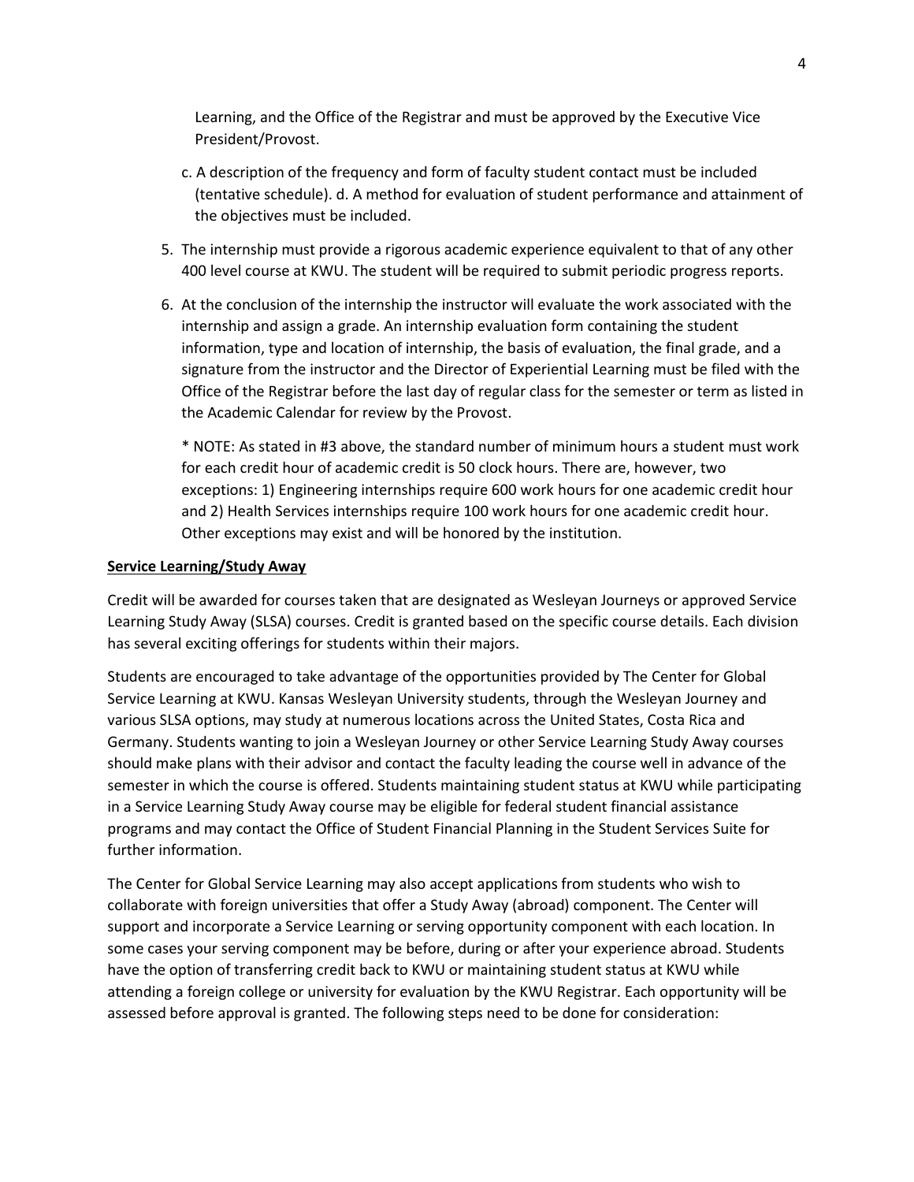Learning, and the Office of the Registrar and must be approved by the Executive Vice President/Provost.

c. A description of the frequency and form of faculty student contact must be included (tentative schedule). d. A method for evaluation of student performance and attainment of the objectives must be included.

5. The internship must provide a rigorous academic experience equivalent to that of any other 400 level course at KWU. The student will be required to submit periodic progress reports.
6. At the conclusion of the internship the instructor will evaluate the work associated with the internship and assign a grade. An internship evaluation form containing the student information, type and location of internship, the basis of evaluation, the final grade, and a signature from the instructor and the Director of Experiential Learning must be filed with the Office of the Registrar before the last day of regular class for the semester or term as listed in the Academic Calendar for review by the Provost.

   * NOTE: As stated in #3 above, the standard number of minimum hours a student must work for each credit hour of academic credit is 50 clock hours. There are, however, two exceptions: 1) Engineering internships require 600 work hours for one academic credit hour and 2) Health Services internships require 100 work hours for one academic credit hour. Other exceptions may exist and will be honored by the institution.

**Service Learning/Study Away**

Credit will be awarded for courses taken that are designated as Wesleyan Journeys or approved Service Learning Study Away (SLSA) courses. Credit is granted based on the specific course details. Each division has several exciting offerings for students within their majors.

Students are encouraged to take advantage of the opportunities provided by The Center for Global Service Learning at KWU. Kansas Wesleyan University students, through the Wesleyan Journey and various SLSA options, may study at numerous locations across the United States, Costa Rica and Germany. Students wanting to join a Wesleyan Journey or other Service Learning Study Away courses should make plans with their advisor and contact the faculty leading the course well in advance of the semester in which the course is offered. Students maintaining student status at KWU while participating in a Service Learning Study Away course may be eligible for federal student financial assistance programs and may contact the Office of Student Financial Planning in the Student Services Suite for further information.

The Center for Global Service Learning may also accept applications from students who wish to collaborate with foreign universities that offer a Study Away (abroad) component. The Center will support and incorporate a Service Learning or serving opportunity component with each location. In some cases your serving component may be before, during or after your experience abroad. Students have the option of transferring credit back to KWU or maintaining student status at KWU while attending a foreign college or university for evaluation by the KWU Registrar. Each opportunity will be assessed before approval is granted. The following steps need to be done for consideration: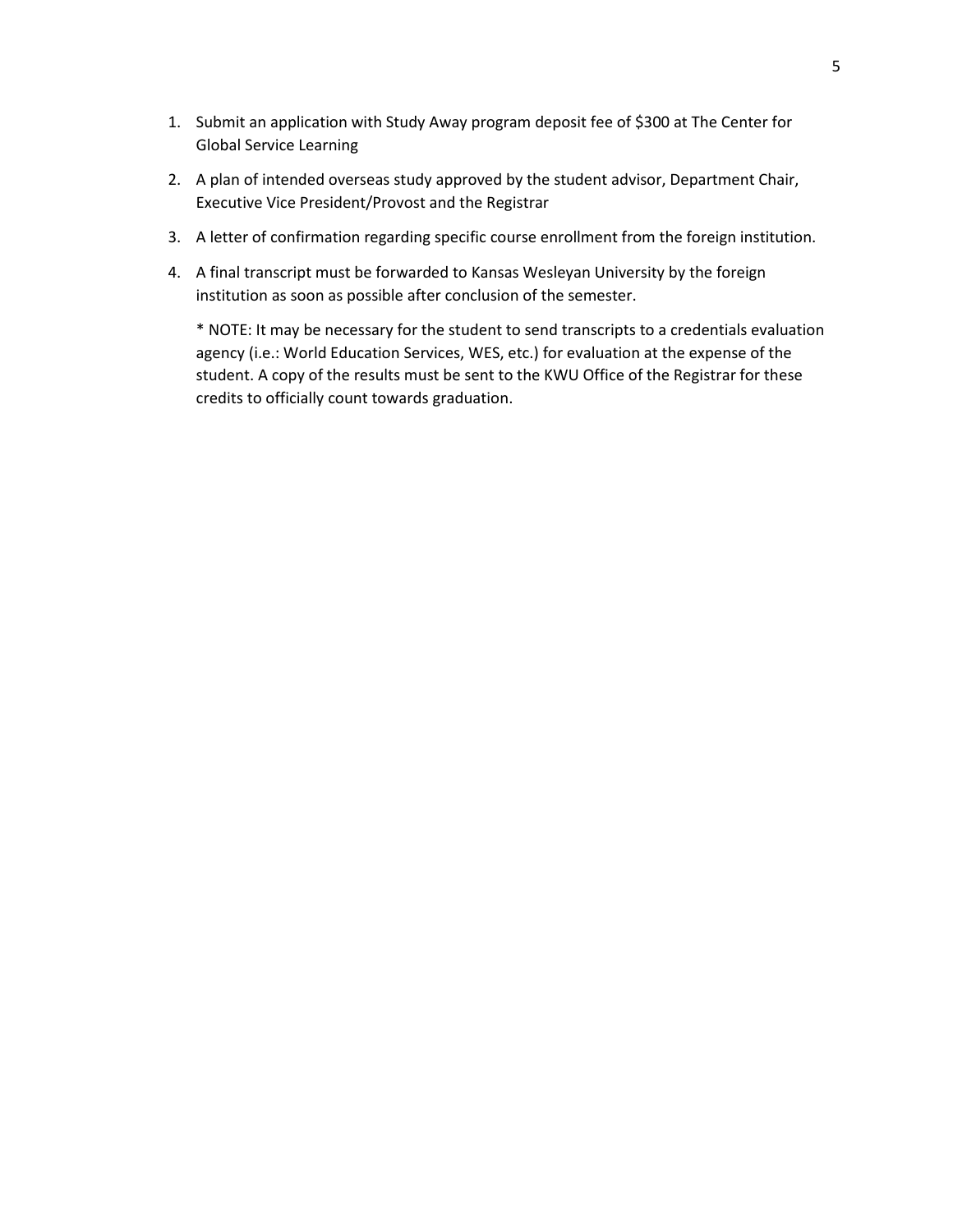1. Submit an application with Study Away program deposit fee of $300 at The Center for Global Service Learning
2. A plan of intended overseas study approved by the student advisor, Department Chair, Executive Vice President/Provost and the Registrar
3. A letter of confirmation regarding specific course enrollment from the foreign institution.
4. A final transcript must be forwarded to Kansas Wesleyan University by the foreign institution as soon as possible after conclusion of the semester.

   * NOTE: It may be necessary for the student to send transcripts to a credentials evaluation agency (i.e.: World Education Services, WES, etc.) for evaluation at the expense of the student. A copy of the results must be sent to the KWU Office of the Registrar for these credits to officially count towards graduation.